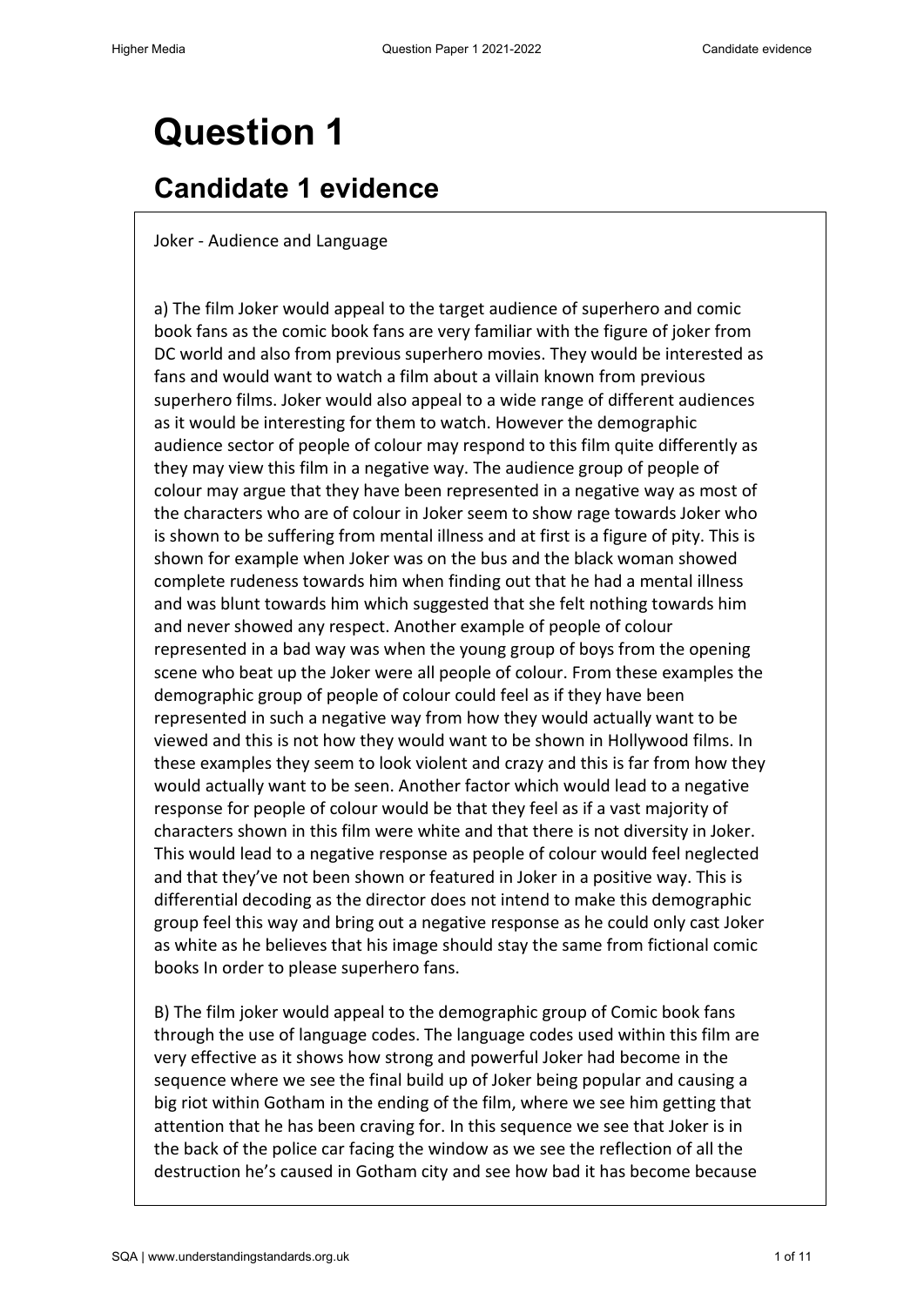# Question 1

## Candidate 1 evidence

Joker - Audience and Language

a) The film Joker would appeal to the target audience of superhero and comic book fans as the comic book fans are very familiar with the figure of joker from DC world and also from previous superhero movies. They would be interested as fans and would want to watch a film about a villain known from previous superhero films. Joker would also appeal to a wide range of different audiences as it would be interesting for them to watch. However the demographic audience sector of people of colour may respond to this film quite differently as they may view this film in a negative way. The audience group of people of colour may argue that they have been represented in a negative way as most of the characters who are of colour in Joker seem to show rage towards Joker who is shown to be suffering from mental illness and at first is a figure of pity. This is shown for example when Joker was on the bus and the black woman showed complete rudeness towards him when finding out that he had a mental illness and was blunt towards him which suggested that she felt nothing towards him and never showed any respect. Another example of people of colour represented in a bad way was when the young group of boys from the opening scene who beat up the Joker were all people of colour. From these examples the demographic group of people of colour could feel as if they have been represented in such a negative way from how they would actually want to be viewed and this is not how they would want to be shown in Hollywood films. In these examples they seem to look violent and crazy and this is far from how they would actually want to be seen. Another factor which would lead to a negative response for people of colour would be that they feel as if a vast majority of characters shown in this film were white and that there is not diversity in Joker. This would lead to a negative response as people of colour would feel neglected and that they've not been shown or featured in Joker in a positive way. This is differential decoding as the director does not intend to make this demographic group feel this way and bring out a negative response as he could only cast Joker as white as he believes that his image should stay the same from fictional comic books In order to please superhero fans.

B) The film joker would appeal to the demographic group of Comic book fans through the use of language codes. The language codes used within this film are very effective as it shows how strong and powerful Joker had become in the sequence where we see the final build up of Joker being popular and causing a big riot within Gotham in the ending of the film, where we see him getting that attention that he has been craving for. In this sequence we see that Joker is in the back of the police car facing the window as we see the reflection of all the destruction he's caused in Gotham city and see how bad it has become because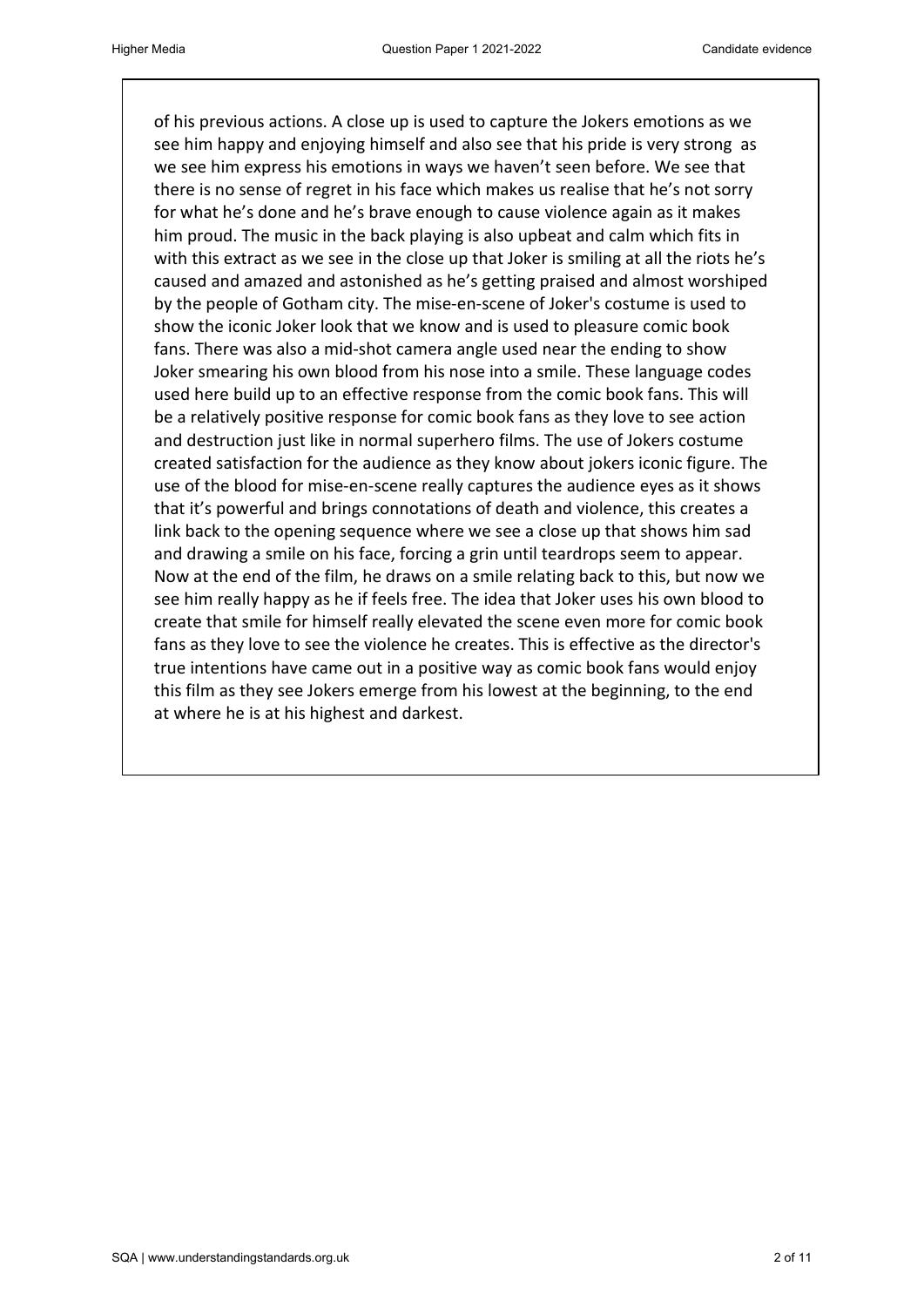of his previous actions. A close up is used to capture the Jokers emotions as we see him happy and enjoying himself and also see that his pride is very strong as we see him express his emotions in ways we haven't seen before. We see that there is no sense of regret in his face which makes us realise that he's not sorry for what he's done and he's brave enough to cause violence again as it makes him proud. The music in the back playing is also upbeat and calm which fits in with this extract as we see in the close up that Joker is smiling at all the riots he's caused and amazed and astonished as he's getting praised and almost worshiped by the people of Gotham city. The mise-en-scene of Joker's costume is used to show the iconic Joker look that we know and is used to pleasure comic book fans. There was also a mid-shot camera angle used near the ending to show Joker smearing his own blood from his nose into a smile. These language codes used here build up to an effective response from the comic book fans. This will be a relatively positive response for comic book fans as they love to see action and destruction just like in normal superhero films. The use of Jokers costume created satisfaction for the audience as they know about jokers iconic figure. The use of the blood for mise-en-scene really captures the audience eyes as it shows that it's powerful and brings connotations of death and violence, this creates a link back to the opening sequence where we see a close up that shows him sad and drawing a smile on his face, forcing a grin until teardrops seem to appear. Now at the end of the film, he draws on a smile relating back to this, but now we see him really happy as he if feels free. The idea that Joker uses his own blood to create that smile for himself really elevated the scene even more for comic book fans as they love to see the violence he creates. This is effective as the director's true intentions have came out in a positive way as comic book fans would enjoy this film as they see Jokers emerge from his lowest at the beginning, to the end at where he is at his highest and darkest.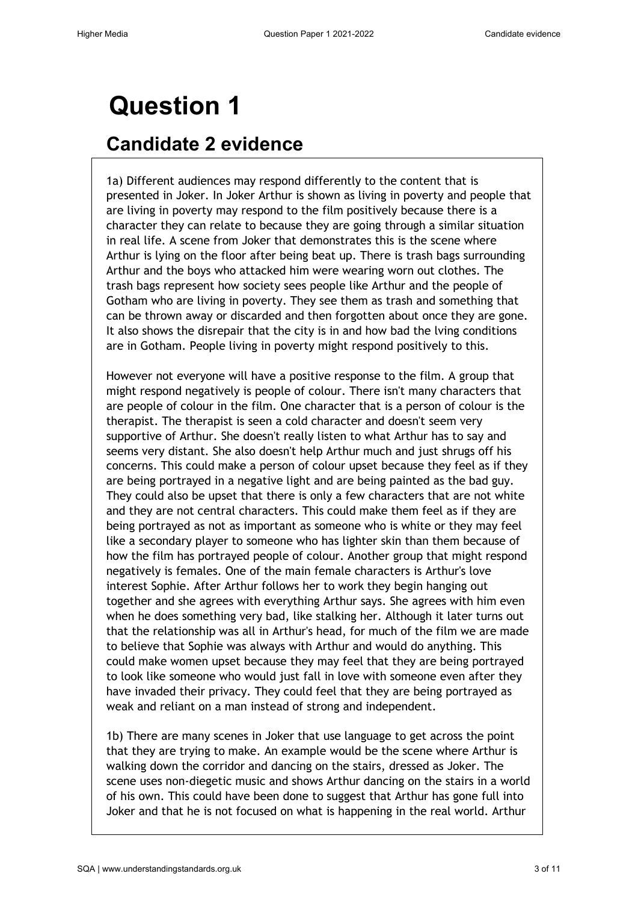# Question 1

## Candidate 2 evidence

1a) Different audiences may respond differently to the content that is presented in Joker. In Joker Arthur is shown as living in poverty and people that are living in poverty may respond to the film positively because there is a character they can relate to because they are going through a similar situation in real life. A scene from Joker that demonstrates this is the scene where Arthur is lying on the floor after being beat up. There is trash bags surrounding Arthur and the boys who attacked him were wearing worn out clothes. The trash bags represent how society sees people like Arthur and the people of Gotham who are living in poverty. They see them as trash and something that can be thrown away or discarded and then forgotten about once they are gone. It also shows the disrepair that the city is in and how bad the lving conditions are in Gotham. People living in poverty might respond positively to this.

However not everyone will have a positive response to the film. A group that might respond negatively is people of colour. There isn't many characters that are people of colour in the film. One character that is a person of colour is the therapist. The therapist is seen a cold character and doesn't seem very supportive of Arthur. She doesn't really listen to what Arthur has to say and seems very distant. She also doesn't help Arthur much and just shrugs off his concerns. This could make a person of colour upset because they feel as if they are being portrayed in a negative light and are being painted as the bad guy. They could also be upset that there is only a few characters that are not white and they are not central characters. This could make them feel as if they are being portrayed as not as important as someone who is white or they may feel like a secondary player to someone who has lighter skin than them because of how the film has portrayed people of colour. Another group that might respond negatively is females. One of the main female characters is Arthur's love interest Sophie. After Arthur follows her to work they begin hanging out together and she agrees with everything Arthur says. She agrees with him even when he does something very bad, like stalking her. Although it later turns out that the relationship was all in Arthur's head, for much of the film we are made to believe that Sophie was always with Arthur and would do anything. This could make women upset because they may feel that they are being portrayed to look like someone who would just fall in love with someone even after they have invaded their privacy. They could feel that they are being portrayed as weak and reliant on a man instead of strong and independent.

1b) There are many scenes in Joker that use language to get across the point that they are trying to make. An example would be the scene where Arthur is walking down the corridor and dancing on the stairs, dressed as Joker. The scene uses non-diegetic music and shows Arthur dancing on the stairs in a world of his own. This could have been done to suggest that Arthur has gone full into Joker and that he is not focused on what is happening in the real world. Arthur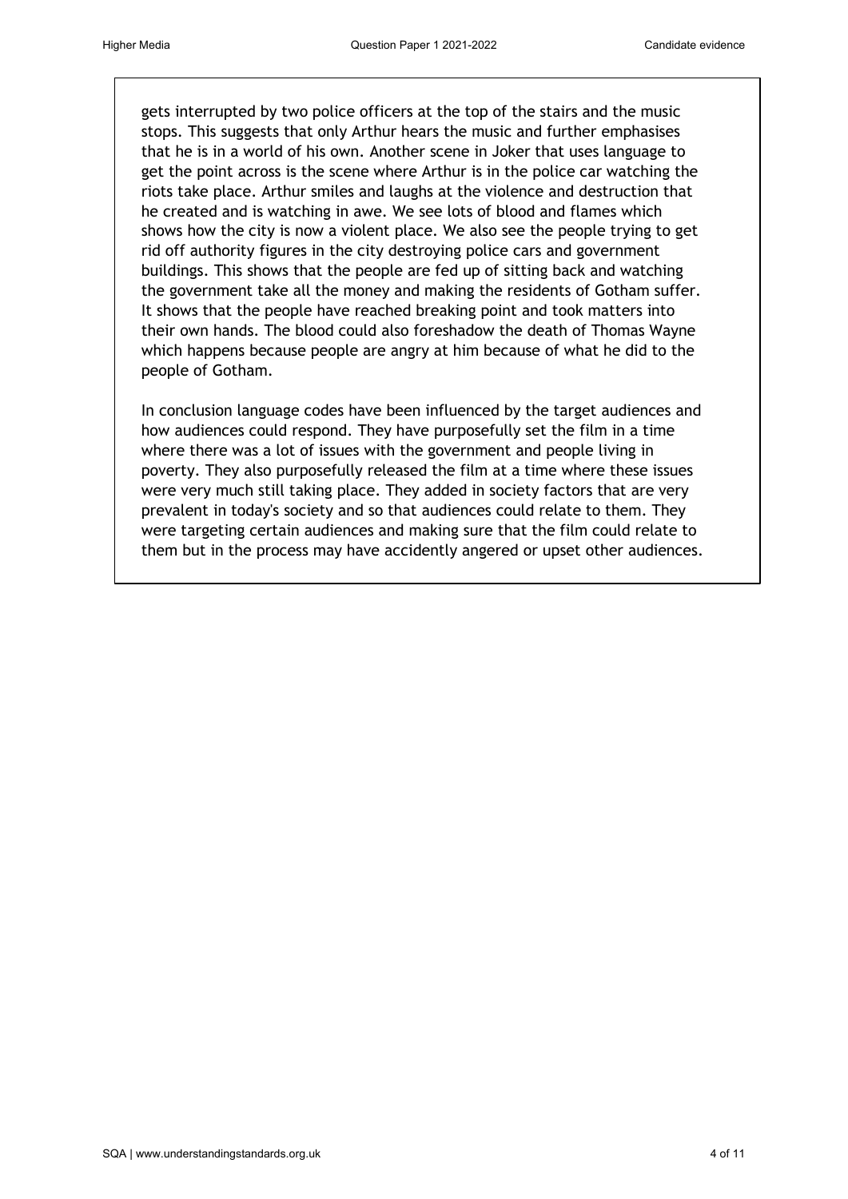gets interrupted by two police officers at the top of the stairs and the music stops. This suggests that only Arthur hears the music and further emphasises that he is in a world of his own. Another scene in Joker that uses language to get the point across is the scene where Arthur is in the police car watching the riots take place. Arthur smiles and laughs at the violence and destruction that he created and is watching in awe. We see lots of blood and flames which shows how the city is now a violent place. We also see the people trying to get rid off authority figures in the city destroying police cars and government buildings. This shows that the people are fed up of sitting back and watching the government take all the money and making the residents of Gotham suffer. It shows that the people have reached breaking point and took matters into their own hands. The blood could also foreshadow the death of Thomas Wayne which happens because people are angry at him because of what he did to the people of Gotham.

In conclusion language codes have been influenced by the target audiences and how audiences could respond. They have purposefully set the film in a time where there was a lot of issues with the government and people living in poverty. They also purposefully released the film at a time where these issues were very much still taking place. They added in society factors that are very prevalent in today's society and so that audiences could relate to them. They were targeting certain audiences and making sure that the film could relate to them but in the process may have accidently angered or upset other audiences.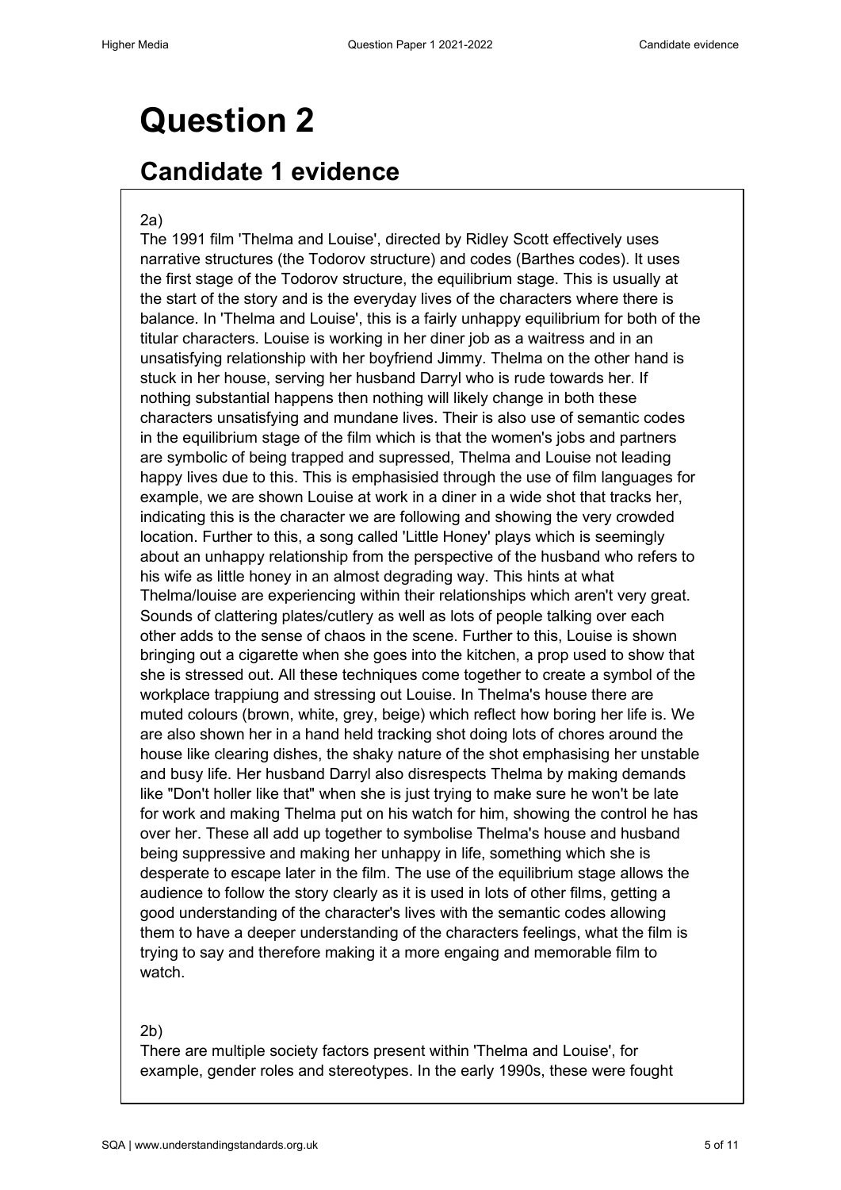# Question 2

## Candidate 1 evidence

2a)

The 1991 film 'Thelma and Louise', directed by Ridley Scott effectively uses narrative structures (the Todorov structure) and codes (Barthes codes). It uses the first stage of the Todorov structure, the equilibrium stage. This is usually at the start of the story and is the everyday lives of the characters where there is balance. In 'Thelma and Louise', this is a fairly unhappy equilibrium for both of the titular characters. Louise is working in her diner job as a waitress and in an unsatisfying relationship with her boyfriend Jimmy. Thelma on the other hand is stuck in her house, serving her husband Darryl who is rude towards her. If nothing substantial happens then nothing will likely change in both these characters unsatisfying and mundane lives. Their is also use of semantic codes in the equilibrium stage of the film which is that the women's jobs and partners are symbolic of being trapped and supressed, Thelma and Louise not leading happy lives due to this. This is emphasisied through the use of film languages for example, we are shown Louise at work in a diner in a wide shot that tracks her, indicating this is the character we are following and showing the very crowded location. Further to this, a song called 'Little Honey' plays which is seemingly about an unhappy relationship from the perspective of the husband who refers to his wife as little honey in an almost degrading way. This hints at what Thelma/louise are experiencing within their relationships which aren't very great. Sounds of clattering plates/cutlery as well as lots of people talking over each other adds to the sense of chaos in the scene. Further to this, Louise is shown bringing out a cigarette when she goes into the kitchen, a prop used to show that she is stressed out. All these techniques come together to create a symbol of the workplace trappiung and stressing out Louise. In Thelma's house there are muted colours (brown, white, grey, beige) which reflect how boring her life is. We are also shown her in a hand held tracking shot doing lots of chores around the house like clearing dishes, the shaky nature of the shot emphasising her unstable and busy life. Her husband Darryl also disrespects Thelma by making demands like "Don't holler like that" when she is just trying to make sure he won't be late for work and making Thelma put on his watch for him, showing the control he has over her. These all add up together to symbolise Thelma's house and husband being suppressive and making her unhappy in life, something which she is desperate to escape later in the film. The use of the equilibrium stage allows the audience to follow the story clearly as it is used in lots of other films, getting a good understanding of the character's lives with the semantic codes allowing them to have a deeper understanding of the characters feelings, what the film is trying to say and therefore making it a more engaing and memorable film to watch.

2b)

There are multiple society factors present within 'Thelma and Louise', for example, gender roles and stereotypes. In the early 1990s, these were fought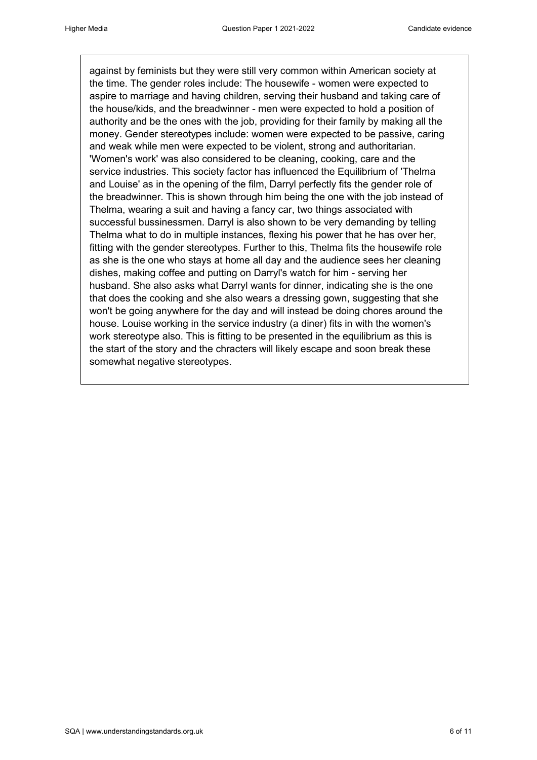against by feminists but they were still very common within American society at the time. The gender roles include: The housewife - women were expected to aspire to marriage and having children, serving their husband and taking care of the house/kids, and the breadwinner - men were expected to hold a position of authority and be the ones with the job, providing for their family by making all the money. Gender stereotypes include: women were expected to be passive, caring and weak while men were expected to be violent, strong and authoritarian. 'Women's work' was also considered to be cleaning, cooking, care and the service industries. This society factor has influenced the Equilibrium of 'Thelma and Louise' as in the opening of the film, Darryl perfectly fits the gender role of the breadwinner. This is shown through him being the one with the job instead of Thelma, wearing a suit and having a fancy car, two things associated with successful bussinessmen. Darryl is also shown to be very demanding by telling Thelma what to do in multiple instances, flexing his power that he has over her, fitting with the gender stereotypes. Further to this, Thelma fits the housewife role as she is the one who stays at home all day and the audience sees her cleaning dishes, making coffee and putting on Darryl's watch for him - serving her husband. She also asks what Darryl wants for dinner, indicating she is the one that does the cooking and she also wears a dressing gown, suggesting that she won't be going anywhere for the day and will instead be doing chores around the house. Louise working in the service industry (a diner) fits in with the women's work stereotype also. This is fitting to be presented in the equilibrium as this is the start of the story and the chracters will likely escape and soon break these somewhat negative stereotypes.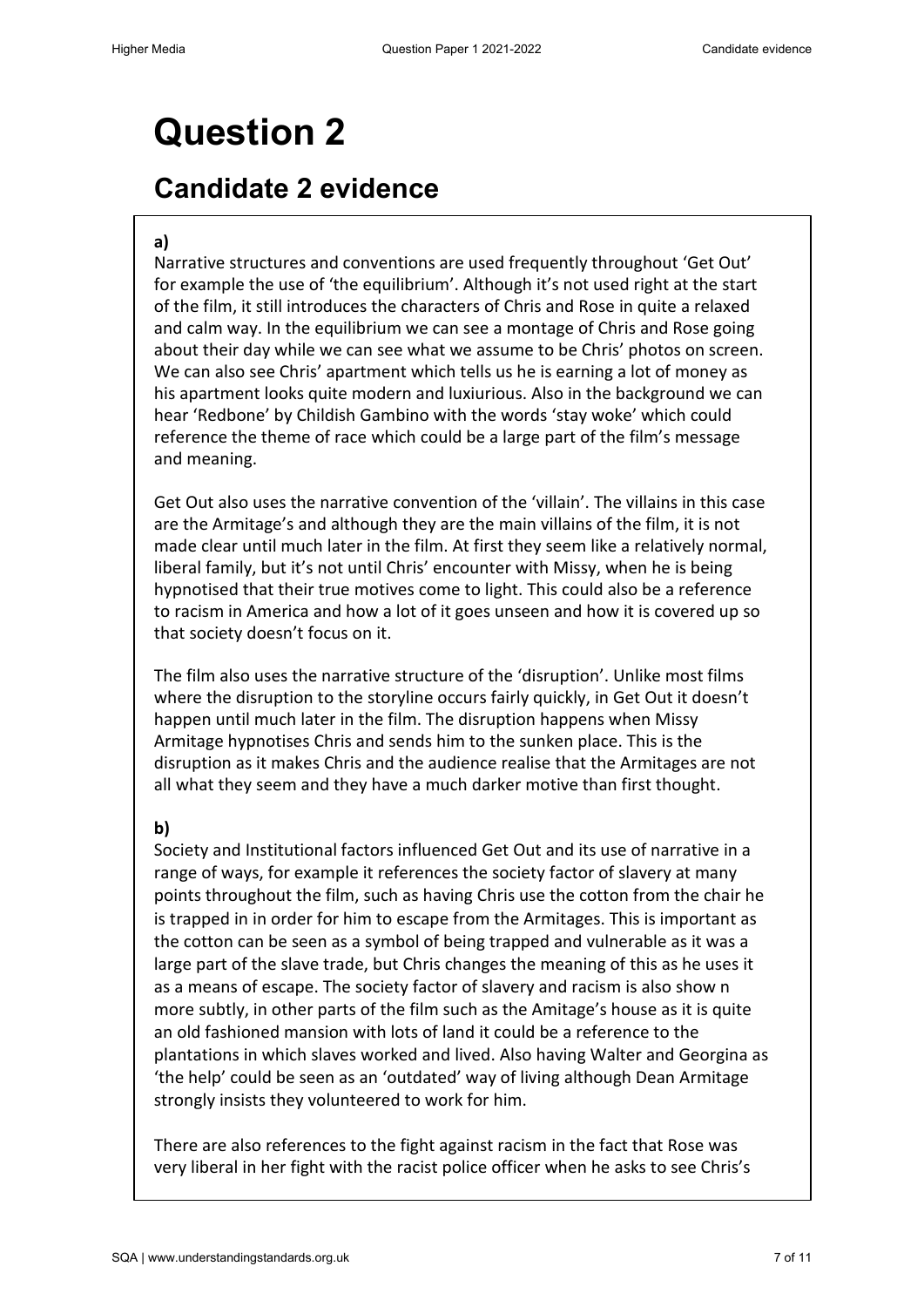# Question 2

## Candidate 2 evidence

**a)**

Narrative structures and conventions are used frequently throughout 'Get Out' for example the use of 'the equilibrium'. Although it's not used right at the start of the film, it still introduces the characters of Chris and Rose in quite a relaxed and calm way. In the equilibrium we can see a montage of Chris and Rose going about their day while we can see what we assume to be Chris' photos on screen. We can also see Chris' apartment which tells us he is earning a lot of money as his apartment looks quite modern and luxiurious. Also in the background we can hear 'Redbone' by Childish Gambino with the words 'stay woke' which could reference the theme of race which could be a large part of the film's message and meaning.

Get Out also uses the narrative convention of the 'villain'. The villains in this case are the Armitage's and although they are the main villains of the film, it is not made clear until much later in the film. At first they seem like a relatively normal, liberal family, but it's not until Chris' encounter with Missy, when he is being hypnotised that their true motives come to light. This could also be a reference to racism in America and how a lot of it goes unseen and how it is covered up so that society doesn't focus on it.

The film also uses the narrative structure of the 'disruption'. Unlike most films where the disruption to the storyline occurs fairly quickly, in Get Out it doesn't happen until much later in the film. The disruption happens when Missy Armitage hypnotises Chris and sends him to the sunken place. This is the disruption as it makes Chris and the audience realise that the Armitages are not all what they seem and they have a much darker motive than first thought.

**b)**

Society and Institutional factors influenced Get Out and its use of narrative in a range of ways, for example it references the society factor of slavery at many points throughout the film, such as having Chris use the cotton from the chair he is trapped in in order for him to escape from the Armitages. This is important as the cotton can be seen as a symbol of being trapped and vulnerable as it was a large part of the slave trade, but Chris changes the meaning of this as he uses it as a means of escape. The society factor of slavery and racism is also show n more subtly, in other parts of the film such as the Amitage's house as it is quite an old fashioned mansion with lots of land it could be a reference to the plantations in which slaves worked and lived. Also having Walter and Georgina as 'the help' could be seen as an 'outdated' way of living although Dean Armitage strongly insists they volunteered to work for him.

There are also references to the fight against racism in the fact that Rose was very liberal in her fight with the racist police officer when he asks to see Chris's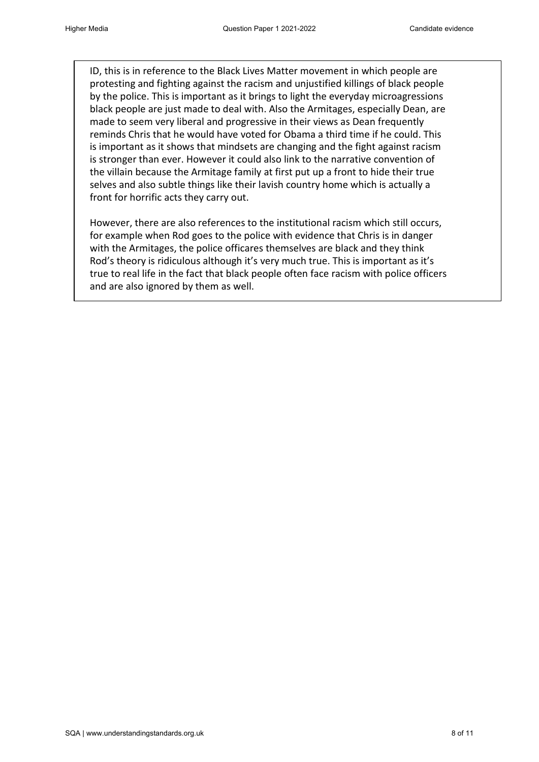ID, this is in reference to the Black Lives Matter movement in which people are protesting and fighting against the racism and unjustified killings of black people by the police. This is important as it brings to light the everyday microagressions black people are just made to deal with. Also the Armitages, especially Dean, are made to seem very liberal and progressive in their views as Dean frequently reminds Chris that he would have voted for Obama a third time if he could. This is important as it shows that mindsets are changing and the fight against racism is stronger than ever. However it could also link to the narrative convention of the villain because the Armitage family at first put up a front to hide their true selves and also subtle things like their lavish country home which is actually a front for horrific acts they carry out.

However, there are also references to the institutional racism which still occurs, for example when Rod goes to the police with evidence that Chris is in danger with the Armitages, the police officares themselves are black and they think Rod's theory is ridiculous although it's very much true. This is important as it's true to real life in the fact that black people often face racism with police officers and are also ignored by them as well.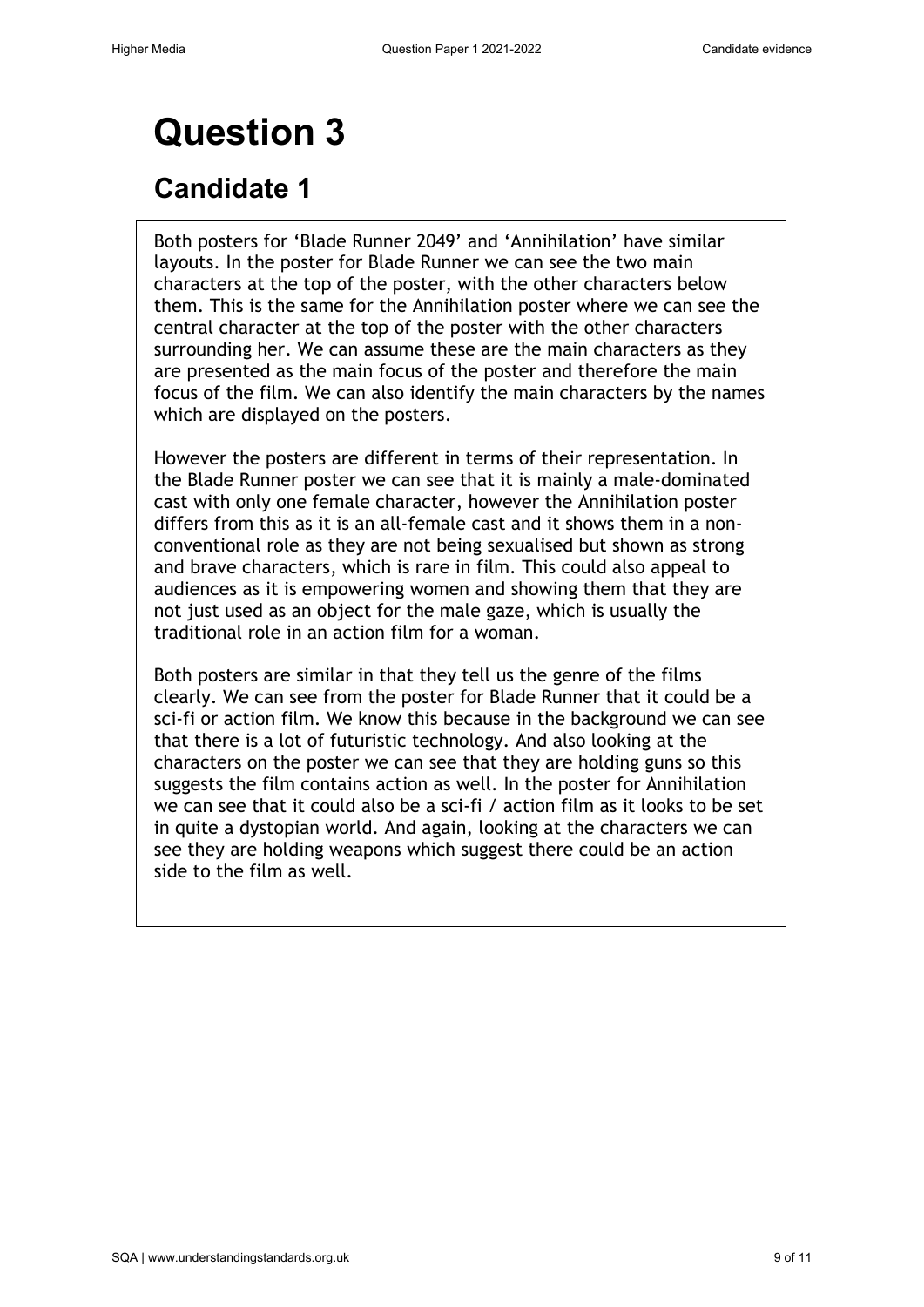# Question 3

## Candidate 1

Both posters for 'Blade Runner 2049' and 'Annihilation' have similar layouts. In the poster for Blade Runner we can see the two main characters at the top of the poster, with the other characters below them. This is the same for the Annihilation poster where we can see the central character at the top of the poster with the other characters surrounding her. We can assume these are the main characters as they are presented as the main focus of the poster and therefore the main focus of the film. We can also identify the main characters by the names which are displayed on the posters.

However the posters are different in terms of their representation. In the Blade Runner poster we can see that it is mainly a male-dominated cast with only one female character, however the Annihilation poster differs from this as it is an all-female cast and it shows them in a non-conventional role as they are not being sexualised but shown as strong and brave characters, which is rare in film. This could also appeal to audiences as it is empowering women and showing them that they are not just used as an object for the male gaze, which is usually the traditional role in an action film for a woman.

Both posters are similar in that they tell us the genre of the films clearly. We can see from the poster for Blade Runner that it could be a sci-fi or action film. We know this because in the background we can see that there is a lot of futuristic technology. And also looking at the characters on the poster we can see that they are holding guns so this suggests the film contains action as well. In the poster for Annihilation we can see that it could also be a sci-fi / action film as it looks to be set in quite a dystopian world. And again, looking at the characters we can see they are holding weapons which suggest there could be an action side to the film as well.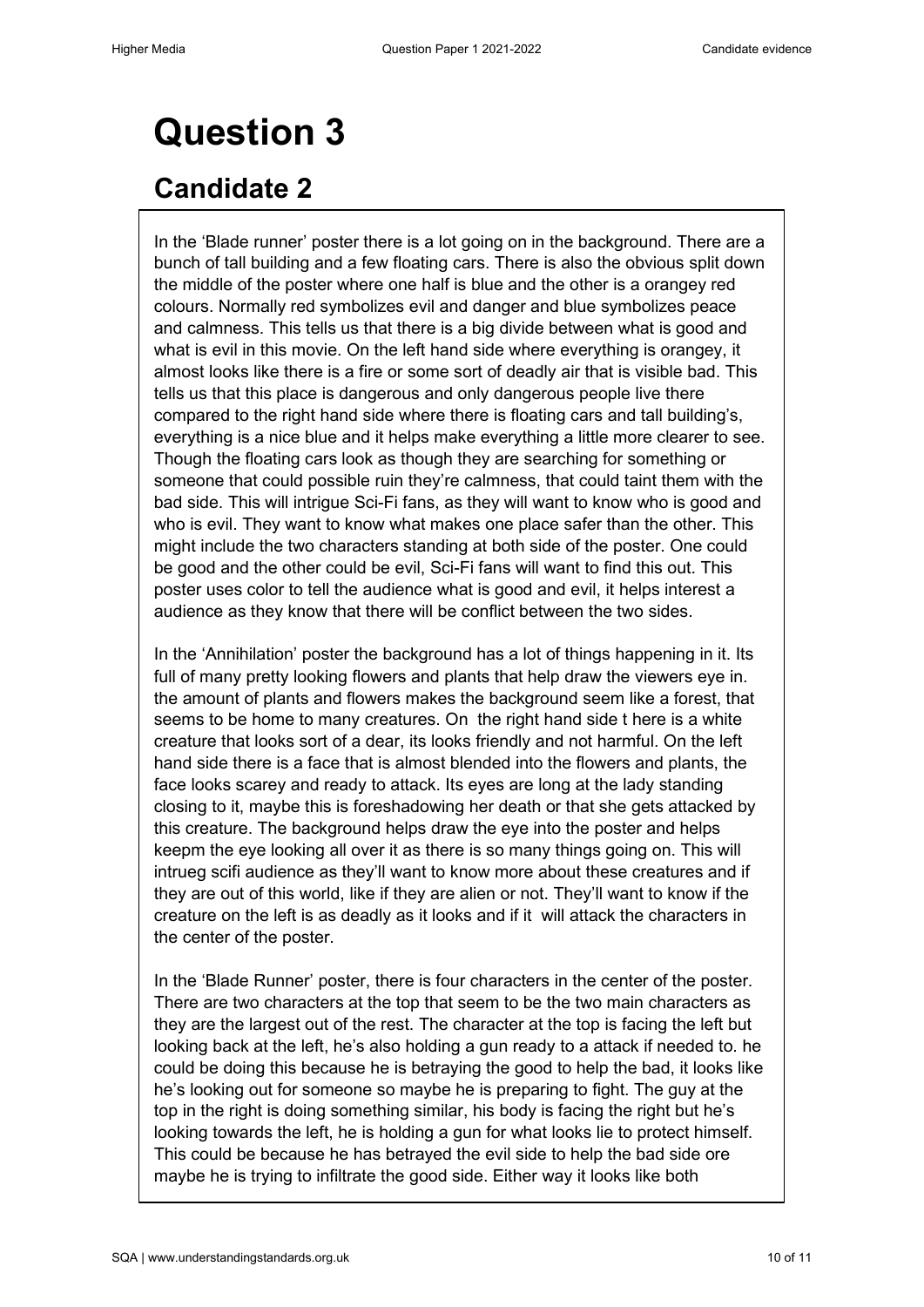# Question 3

## Candidate 2

In the 'Blade runner' poster there is a lot going on in the background. There are a bunch of tall building and a few floating cars. There is also the obvious split down the middle of the poster where one half is blue and the other is a orangey red colours. Normally red symbolizes evil and danger and blue symbolizes peace and calmness. This tells us that there is a big divide between what is good and what is evil in this movie. On the left hand side where everything is orangey, it almost looks like there is a fire or some sort of deadly air that is visible bad. This tells us that this place is dangerous and only dangerous people live there compared to the right hand side where there is floating cars and tall building's, everything is a nice blue and it helps make everything a little more clearer to see. Though the floating cars look as though they are searching for something or someone that could possible ruin they're calmness, that could taint them with the bad side. This will intrigue Sci-Fi fans, as they will want to know who is good and who is evil. They want to know what makes one place safer than the other. This might include the two characters standing at both side of the poster. One could be good and the other could be evil, Sci-Fi fans will want to find this out. This poster uses color to tell the audience what is good and evil, it helps interest a audience as they know that there will be conflict between the two sides.

In the 'Annihilation' poster the background has a lot of things happening in it. Its full of many pretty looking flowers and plants that help draw the viewers eye in. the amount of plants and flowers makes the background seem like a forest, that seems to be home to many creatures. On the right hand side t here is a white creature that looks sort of a dear, its looks friendly and not harmful. On the left hand side there is a face that is almost blended into the flowers and plants, the face looks scarey and ready to attack. Its eyes are long at the lady standing closing to it, maybe this is foreshadowing her death or that she gets attacked by this creature. The background helps draw the eye into the poster and helps keepm the eye looking all over it as there is so many things going on. This will intrueg scifi audience as they'll want to know more about these creatures and if they are out of this world, like if they are alien or not. They'll want to know if the creature on the left is as deadly as it looks and if it will attack the characters in the center of the poster.

In the 'Blade Runner' poster, there is four characters in the center of the poster. There are two characters at the top that seem to be the two main characters as they are the largest out of the rest. The character at the top is facing the left but looking back at the left, he's also holding a gun ready to a attack if needed to. he could be doing this because he is betraying the good to help the bad, it looks like he's looking out for someone so maybe he is preparing to fight. The guy at the top in the right is doing something similar, his body is facing the right but he's looking towards the left, he is holding a gun for what looks lie to protect himself. This could be because he has betrayed the evil side to help the bad side ore maybe he is trying to infiltrate the good side. Either way it looks like both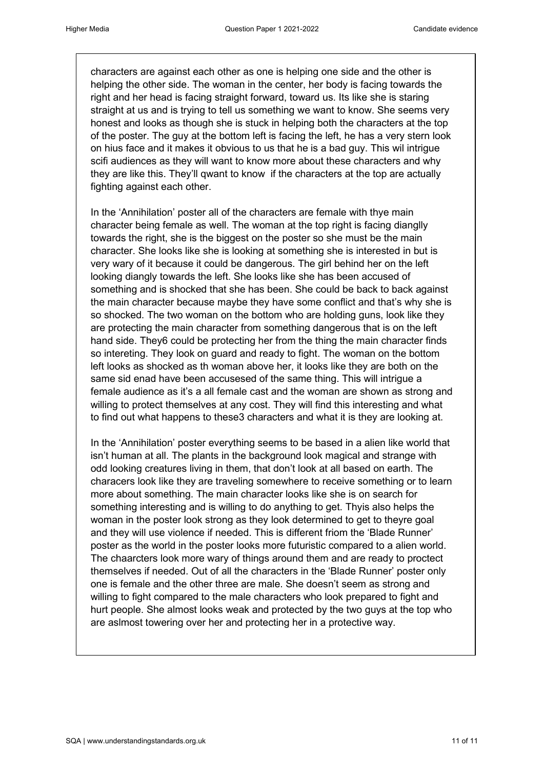characters are against each other as one is helping one side and the other is helping the other side. The woman in the center, her body is facing towards the right and her head is facing straight forward, toward us. Its like she is staring straight at us and is trying to tell us something we want to know. She seems very honest and looks as though she is stuck in helping both the characters at the top of the poster. The guy at the bottom left is facing the left, he has a very stern look on hius face and it makes it obvious to us that he is a bad guy. This wil intrigue scifi audiences as they will want to know more about these characters and why they are like this. They'll qwant to know if the characters at the top are actually fighting against each other.

In the 'Annihilation' poster all of the characters are female with thye main character being female as well. The woman at the top right is facing dianglly towards the right, she is the biggest on the poster so she must be the main character. She looks like she is looking at something she is interested in but is very wary of it because it could be dangerous. The girl behind her on the left looking diangly towards the left. She looks like she has been accused of something and is shocked that she has been. She could be back to back against the main character because maybe they have some conflict and that's why she is so shocked. The two woman on the bottom who are holding guns, look like they are protecting the main character from something dangerous that is on the left hand side. They6 could be protecting her from the thing the main character finds so intereting. They look on guard and ready to fight. The woman on the bottom left looks as shocked as th woman above her, it looks like they are both on the same sid enad have been accusesed of the same thing. This will intrigue a female audience as it's a all female cast and the woman are shown as strong and willing to protect themselves at any cost. They will find this interesting and what to find out what happens to these3 characters and what it is they are looking at.

In the 'Annihilation' poster everything seems to be based in a alien like world that isn't human at all. The plants in the background look magical and strange with odd looking creatures living in them, that don't look at all based on earth. The characers look like they are traveling somewhere to receive something or to learn more about something. The main character looks like she is on search for something interesting and is willing to do anything to get. Thyis also helps the woman in the poster look strong as they look determined to get to theyre goal and they will use violence if needed. This is different friom the 'Blade Runner' poster as the world in the poster looks more futuristic compared to a alien world. The chaarcters look more wary of things around them and are ready to proctect themselves if needed. Out of all the characters in the 'Blade Runner' poster only one is female and the other three are male. She doesn't seem as strong and willing to fight compared to the male characters who look prepared to fight and hurt people. She almost looks weak and protected by the two guys at the top who are aslmost towering over her and protecting her in a protective way.